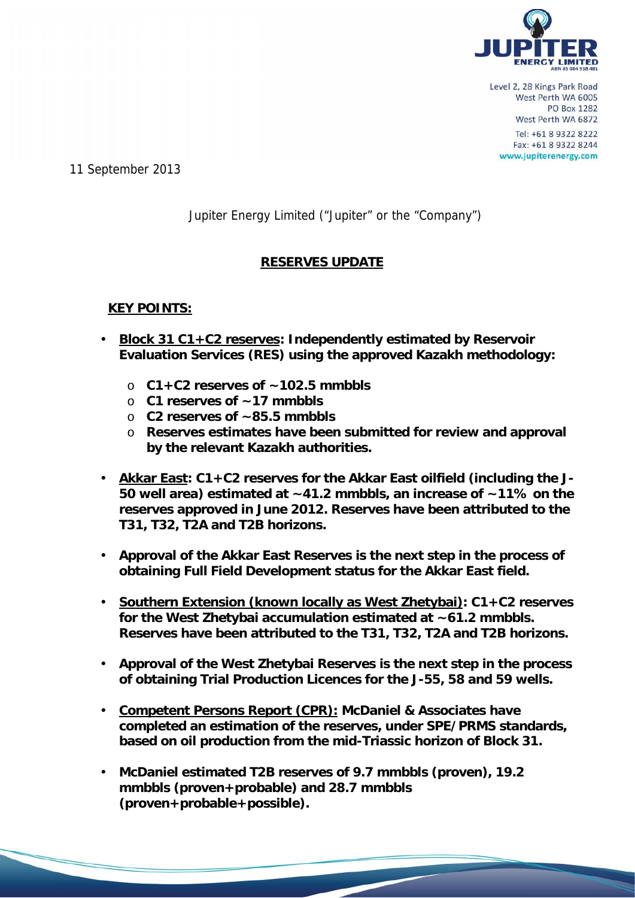Level 2, 28 Kings Park Road
West Perth WA 6005
PO Box 1282
West Perth WA 6872
Tel: +61 8 9322 8222
Fax: +61 8 9322 8244
www.jupiterenergy.com

11 September 2013

Jupiter Energy Limited ("Jupiter" or the "Company")

## RESERVES UPDATE

**KEY POINTS:**

- **Block 31 C1+C2 reserves: Independently estimated by Reservoir Evaluation Services (RES) using the approved Kazakh methodology:**
  - **C1+C2 reserves of ~102.5 mmbbls**
  - **C1 reserves of ~17 mmbbls**
  - **C2 reserves of ~85.5 mmbbls**
  - **Reserves estimates have been submitted for review and approval by the relevant Kazakh authorities.**

- **Akkar East: C1+C2 reserves for the Akkar East oilfield (including the J-50 well area) estimated at ~41.2 mmbbls, an increase of ~11% on the reserves approved in June 2012. Reserves have been attributed to the T31, T32, T2A and T2B horizons.**

- **Approval of the Akkar East Reserves is the next step in the process of obtaining Full Field Development status for the Akkar East field.**

- **Southern Extension (known locally as West Zhetybai): C1+C2 reserves for the West Zhetybai accumulation estimated at ~61.2 mmbbls. Reserves have been attributed to the T31, T32, T2A and T2B horizons.**

- **Approval of the West Zhetybai Reserves is the next step in the process of obtaining Trial Production Licences for the J-55, 58 and 59 wells.**

- **Competent Persons Report (CPR): McDaniel & Associates have completed an estimation of the reserves, under SPE/PRMS standards, based on oil production from the mid-Triassic horizon of Block 31.**

- **McDaniel estimated T2B reserves of 9.7 mmbbls (proven), 19.2 mmbbls (proven+probable) and 28.7 mmbbls (proven+probable+possible).**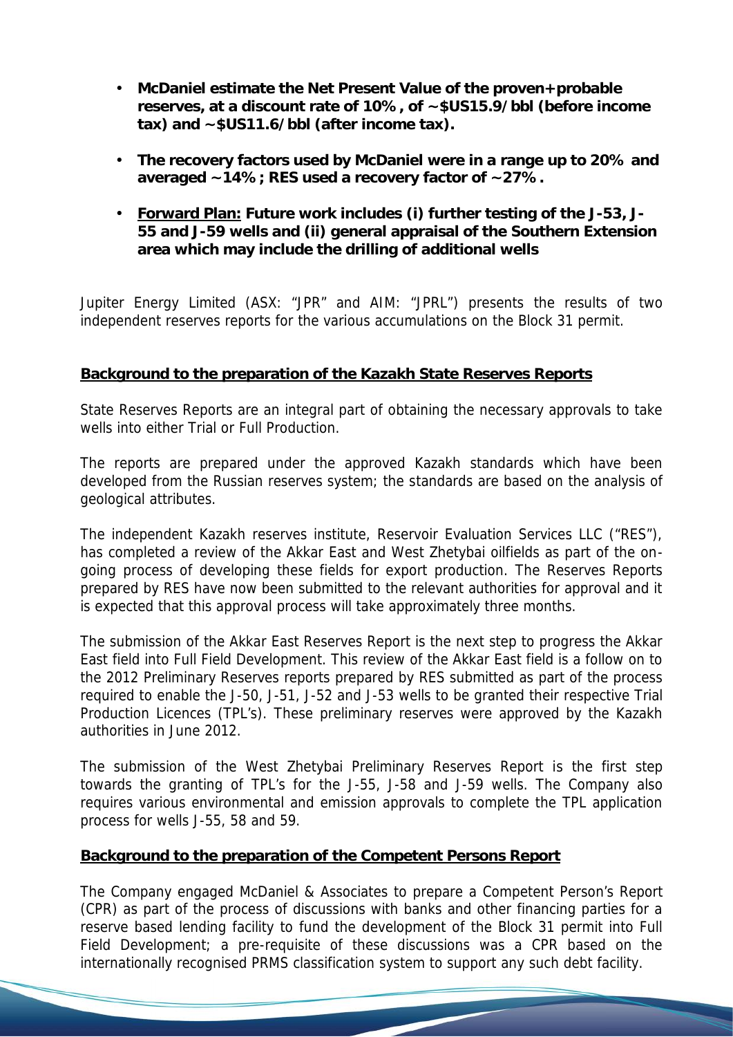- **McDaniel estimate the Net Present Value of the proven+probable reserves, at a discount rate of 10%, of ~$US15.9/bbl (before income tax) and ~$US11.6/bbl (after income tax).**

- **The recovery factors used by McDaniel were in a range up to 20% and averaged ~14%; RES used a recovery factor of ~27%.**

- **Forward Plan: Future work includes (i) further testing of the J-53, J-55 and J-59 wells and (ii) general appraisal of the Southern Extension area which may include the drilling of additional wells**

Jupiter Energy Limited (ASX: "JPR" and AIM: "JPRL") presents the results of two independent reserves reports for the various accumulations on the Block 31 permit.

**Background to the preparation of the Kazakh State Reserves Reports**

State Reserves Reports are an integral part of obtaining the necessary approvals to take wells into either Trial or Full Production.

The reports are prepared under the approved Kazakh standards which have been developed from the Russian reserves system; the standards are based on the analysis of geological attributes.

The independent Kazakh reserves institute, Reservoir Evaluation Services LLC ("RES"), has completed a review of the Akkar East and West Zhetybai oilfields as part of the on-going process of developing these fields for export production. The Reserves Reports prepared by RES have now been submitted to the relevant authorities for approval and it is expected that this approval process will take approximately three months.

The submission of the Akkar East Reserves Report is the next step to progress the Akkar East field into Full Field Development. This review of the Akkar East field is a follow on to the 2012 Preliminary Reserves reports prepared by RES submitted as part of the process required to enable the J-50, J-51, J-52 and J-53 wells to be granted their respective Trial Production Licences (TPL's). These preliminary reserves were approved by the Kazakh authorities in June 2012.

The submission of the West Zhetybai Preliminary Reserves Report is the first step towards the granting of TPL's for the J-55, J-58 and J-59 wells. The Company also requires various environmental and emission approvals to complete the TPL application process for wells J-55, 58 and 59.

**Background to the preparation of the Competent Persons Report**

The Company engaged McDaniel & Associates to prepare a Competent Person's Report (CPR) as part of the process of discussions with banks and other financing parties for a reserve based lending facility to fund the development of the Block 31 permit into Full Field Development; a pre-requisite of these discussions was a CPR based on the internationally recognised PRMS classification system to support any such debt facility.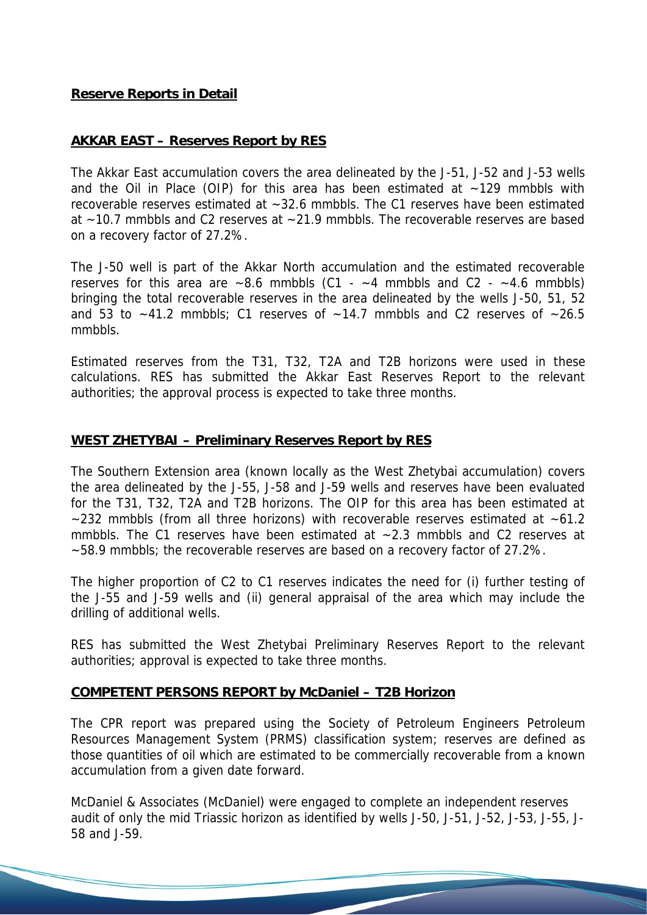## **Reserve Reports in Detail**

### **AKKAR EAST – Reserves Report by RES**

The Akkar East accumulation covers the area delineated by the J-51, J-52 and J-53 wells and the Oil in Place (OIP) for this area has been estimated at ~129 mmbbls with recoverable reserves estimated at ~32.6 mmbbls. The C1 reserves have been estimated at ~10.7 mmbbls and C2 reserves at ~21.9 mmbbls. The recoverable reserves are based on a recovery factor of 27.2%.

The J-50 well is part of the Akkar North accumulation and the estimated recoverable reserves for this area are ~8.6 mmbbls (C1 - ~4 mmbbls and C2 - ~4.6 mmbbls) bringing the total recoverable reserves in the area delineated by the wells J-50, 51, 52 and 53 to ~41.2 mmbls; C1 reserves of ~14.7 mmbbls and C2 reserves of ~26.5 mmbbls.

Estimated reserves from the T31, T32, T2A and T2B horizons were used in these calculations. RES has submitted the Akkar East Reserves Report to the relevant authorities; the approval process is expected to take three months.

### **WEST ZHETYBAI – Preliminary Reserves Report by RES**

The Southern Extension area (known locally as the West Zhetybai accumulation) covers the area delineated by the J-55, J-58 and J-59 wells and reserves have been evaluated for the T31, T32, T2A and T2B horizons. The OIP for this area has been estimated at ~232 mmbbls (from all three horizons) with recoverable reserves estimated at ~61.2 mmbbls. The C1 reserves have been estimated at ~2.3 mmbbls and C2 reserves at ~58.9 mmbbls; the recoverable reserves are based on a recovery factor of 27.2%.

The higher proportion of C2 to C1 reserves indicates the need for (i) further testing of the J-55 and J-59 wells and (ii) general appraisal of the area which may include the drilling of additional wells.

RES has submitted the West Zhetybai Preliminary Reserves Report to the relevant authorities; approval is expected to take three months.

### **COMPETENT PERSONS REPORT by McDaniel – T2B Horizon**

The CPR report was prepared using the Society of Petroleum Engineers Petroleum Resources Management System (PRMS) classification system; reserves are defined as those quantities of oil which are estimated to be commercially recoverable from a known accumulation from a given date forward.

McDaniel & Associates (McDaniel) were engaged to complete an independent reserves audit of only the mid Triassic horizon as identified by wells J-50, J-51, J-52, J-53, J-55, J-58 and J-59.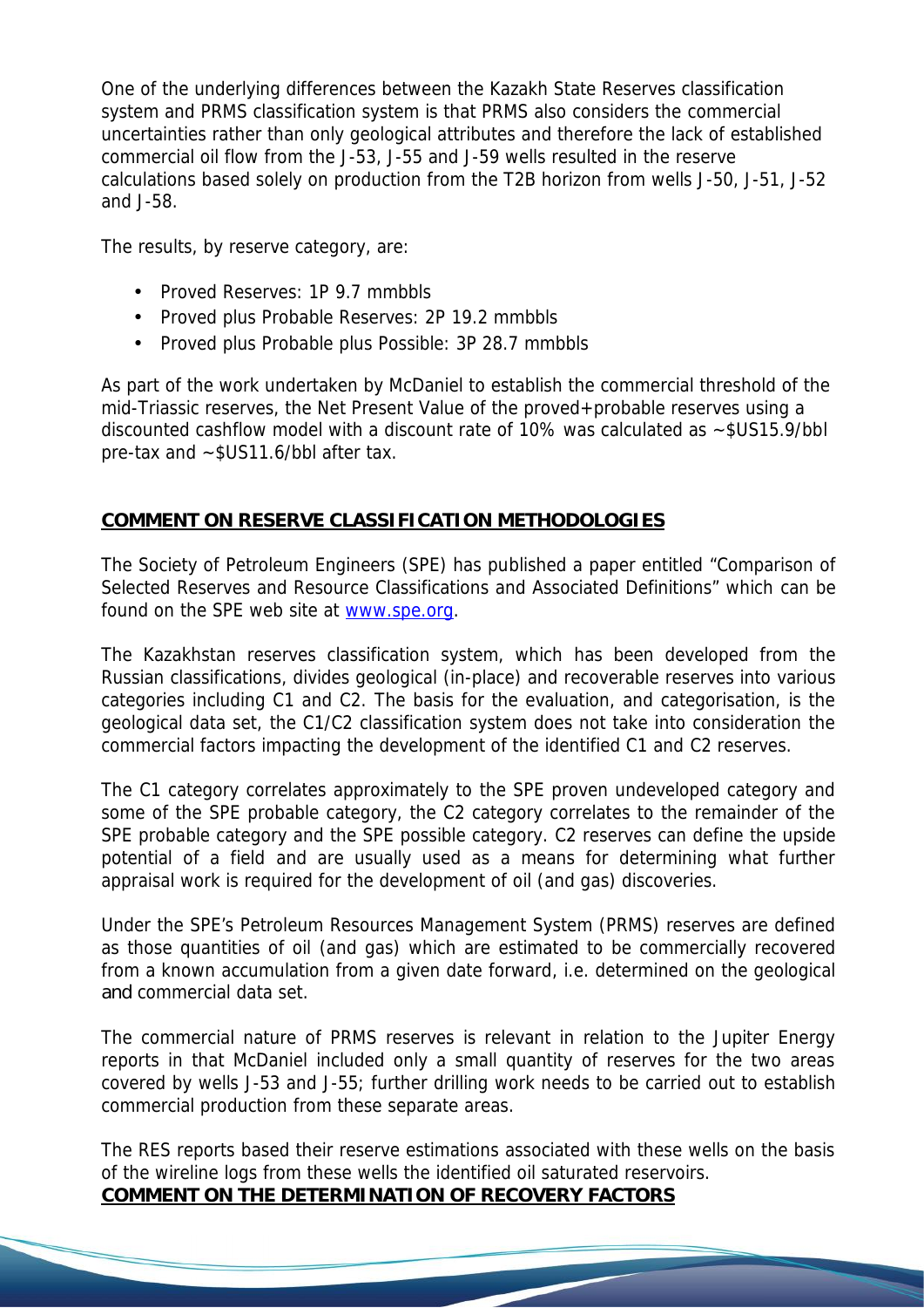One of the underlying differences between the Kazakh State Reserves classification system and PRMS classification system is that PRMS also considers the commercial uncertainties rather than only geological attributes and therefore the lack of established commercial oil flow from the J-53, J-55 and J-59 wells resulted in the reserve calculations based solely on production from the T2B horizon from wells J-50, J-51, J-52 and J-58.

The results, by reserve category, are:

- Proved Reserves: 1P 9.7 mmbbls
- Proved plus Probable Reserves: 2P 19.2 mmbbls
- Proved plus Probable plus Possible: 3P 28.7 mmbbls

As part of the work undertaken by McDaniel to establish the commercial threshold of the mid-Triassic reserves, the Net Present Value of the proved+probable reserves using a discounted cashflow model with a discount rate of 10% was calculated as ~$US15.9/bbl pre-tax and ~$US11.6/bbl after tax.

**COMMENT ON RESERVE CLASSIFICATION METHODOLOGIES**

The Society of Petroleum Engineers (SPE) has published a paper entitled "Comparison of Selected Reserves and Resource Classifications and Associated Definitions" which can be found on the SPE web site at www.spe.org.

The Kazakhstan reserves classification system, which has been developed from the Russian classifications, divides geological (in-place) and recoverable reserves into various categories including C1 and C2. The basis for the evaluation, and categorisation, is the geological data set, the C1/C2 classification system does not take into consideration the commercial factors impacting the development of the identified C1 and C2 reserves.

The C1 category correlates approximately to the SPE proven undeveloped category and some of the SPE probable category, the C2 category correlates to the remainder of the SPE probable category and the SPE possible category. C2 reserves can define the upside potential of a field and are usually used as a means for determining what further appraisal work is required for the development of oil (and gas) discoveries.

Under the SPE's Petroleum Resources Management System (PRMS) reserves are defined as those quantities of oil (and gas) which are estimated to be commercially recovered from a known accumulation from a given date forward, i.e. determined on the geological and commercial data set.

The commercial nature of PRMS reserves is relevant in relation to the Jupiter Energy reports in that McDaniel included only a small quantity of reserves for the two areas covered by wells J-53 and J-55; further drilling work needs to be carried out to establish commercial production from these separate areas.

The RES reports based their reserve estimations associated with these wells on the basis of the wireline logs from these wells the identified oil saturated reservoirs.

**COMMENT ON THE DETERMINATION OF RECOVERY FACTORS**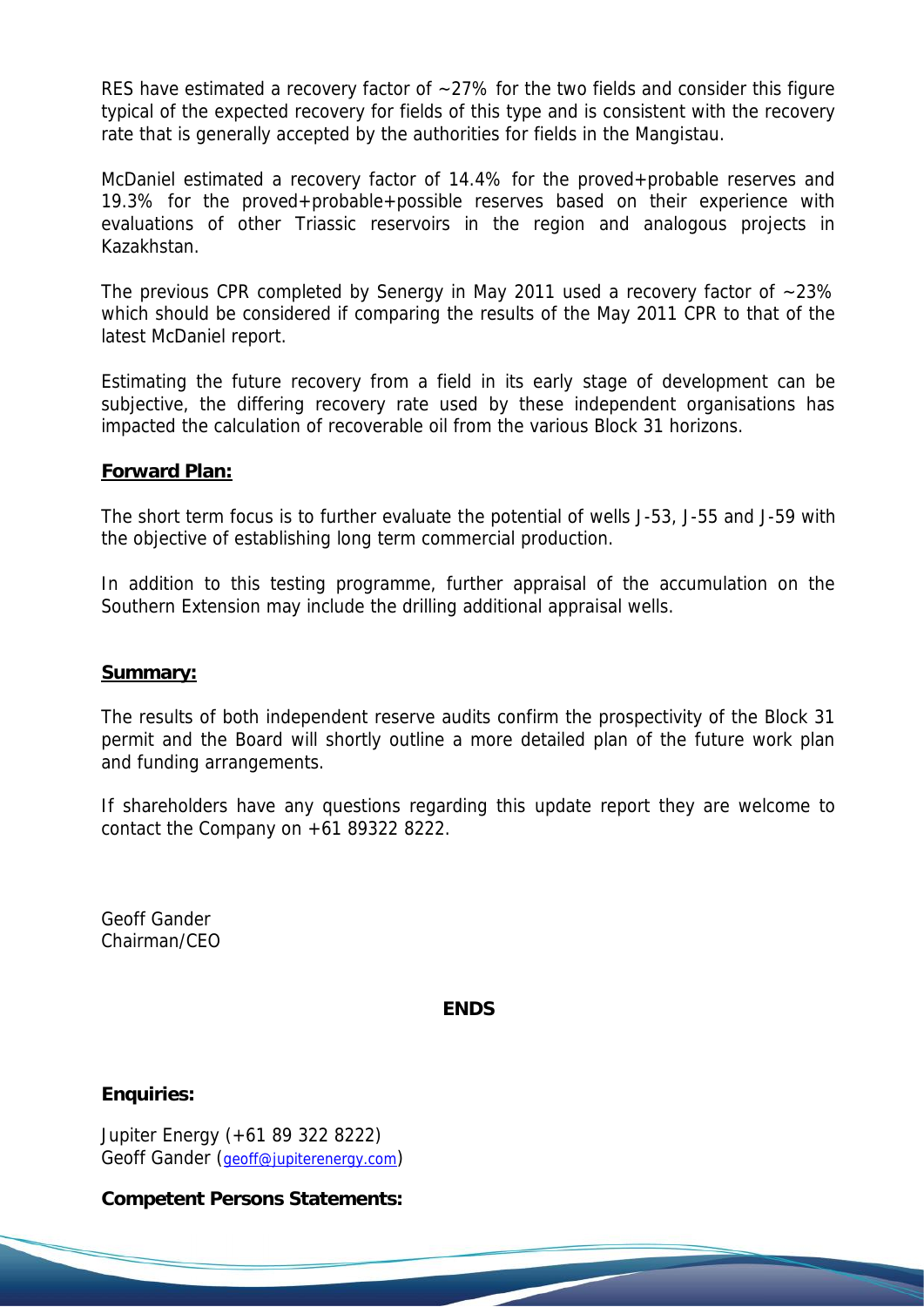RES have estimated a recovery factor of ~27% for the two fields and consider this figure typical of the expected recovery for fields of this type and is consistent with the recovery rate that is generally accepted by the authorities for fields in the Mangistau.

McDaniel estimated a recovery factor of 14.4% for the proved+probable reserves and 19.3% for the proved+probable+possible reserves based on their experience with evaluations of other Triassic reservoirs in the region and analogous projects in Kazakhstan.

The previous CPR completed by Senergy in May 2011 used a recovery factor of ~23% which should be considered if comparing the results of the May 2011 CPR to that of the latest McDaniel report.

Estimating the future recovery from a field in its early stage of development can be subjective, the differing recovery rate used by these independent organisations has impacted the calculation of recoverable oil from the various Block 31 horizons.

**Forward Plan:**

The short term focus is to further evaluate the potential of wells J-53, J-55 and J-59 with the objective of establishing long term commercial production.

In addition to this testing programme, further appraisal of the accumulation on the Southern Extension may include the drilling additional appraisal wells.

**Summary:**

The results of both independent reserve audits confirm the prospectivity of the Block 31 permit and the Board will shortly outline a more detailed plan of the future work plan and funding arrangements.

If shareholders have any questions regarding this update report they are welcome to contact the Company on +61 89322 8222.

Geoff Gander
Chairman/CEO

**ENDS**

**Enquiries:**

Jupiter Energy (+61 89 322 8222)
Geoff Gander (geoff@jupiterenergy.com)

**Competent Persons Statements:**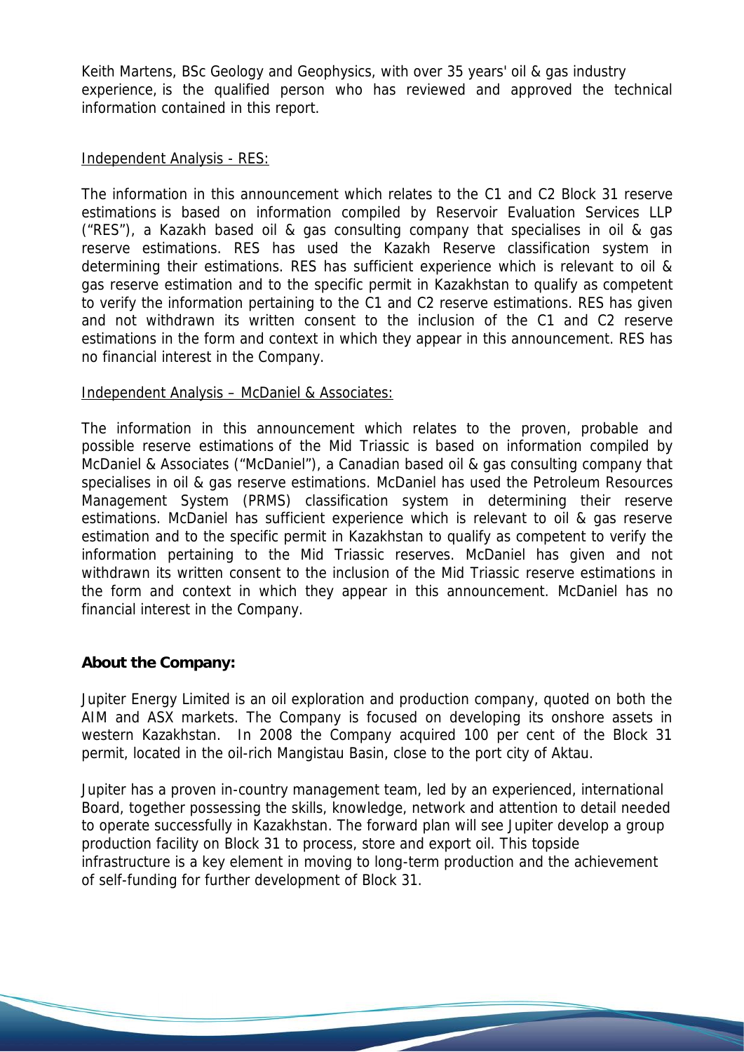Keith Martens, BSc Geology and Geophysics, with over 35 years' oil & gas industry experience, is the qualified person who has reviewed and approved the technical information contained in this report.

Independent Analysis - RES:

The information in this announcement which relates to the C1 and C2 Block 31 reserve estimations is based on information compiled by Reservoir Evaluation Services LLP ("RES"), a Kazakh based oil & gas consulting company that specialises in oil & gas reserve estimations. RES has used the Kazakh Reserve classification system in determining their estimations. RES has sufficient experience which is relevant to oil & gas reserve estimation and to the specific permit in Kazakhstan to qualify as competent to verify the information pertaining to the C1 and C2 reserve estimations. RES has given and not withdrawn its written consent to the inclusion of the C1 and C2 reserve estimations in the form and context in which they appear in this announcement. RES has no financial interest in the Company.

Independent Analysis – McDaniel & Associates:

The information in this announcement which relates to the proven, probable and possible reserve estimations of the Mid Triassic is based on information compiled by McDaniel & Associates ("McDaniel"), a Canadian based oil & gas consulting company that specialises in oil & gas reserve estimations. McDaniel has used the Petroleum Resources Management System (PRMS) classification system in determining their reserve estimations. McDaniel has sufficient experience which is relevant to oil & gas reserve estimation and to the specific permit in Kazakhstan to qualify as competent to verify the information pertaining to the Mid Triassic reserves. McDaniel has given and not withdrawn its written consent to the inclusion of the Mid Triassic reserve estimations in the form and context in which they appear in this announcement. McDaniel has no financial interest in the Company.

**About the Company:**

Jupiter Energy Limited is an oil exploration and production company, quoted on both the AIM and ASX markets. The Company is focused on developing its onshore assets in western Kazakhstan. In 2008 the Company acquired 100 per cent of the Block 31 permit, located in the oil-rich Mangistau Basin, close to the port city of Aktau.

Jupiter has a proven in-country management team, led by an experienced, international Board, together possessing the skills, knowledge, network and attention to detail needed to operate successfully in Kazakhstan. The forward plan will see Jupiter develop a group production facility on Block 31 to process, store and export oil. This topside infrastructure is a key element in moving to long-term production and the achievement of self-funding for further development of Block 31.